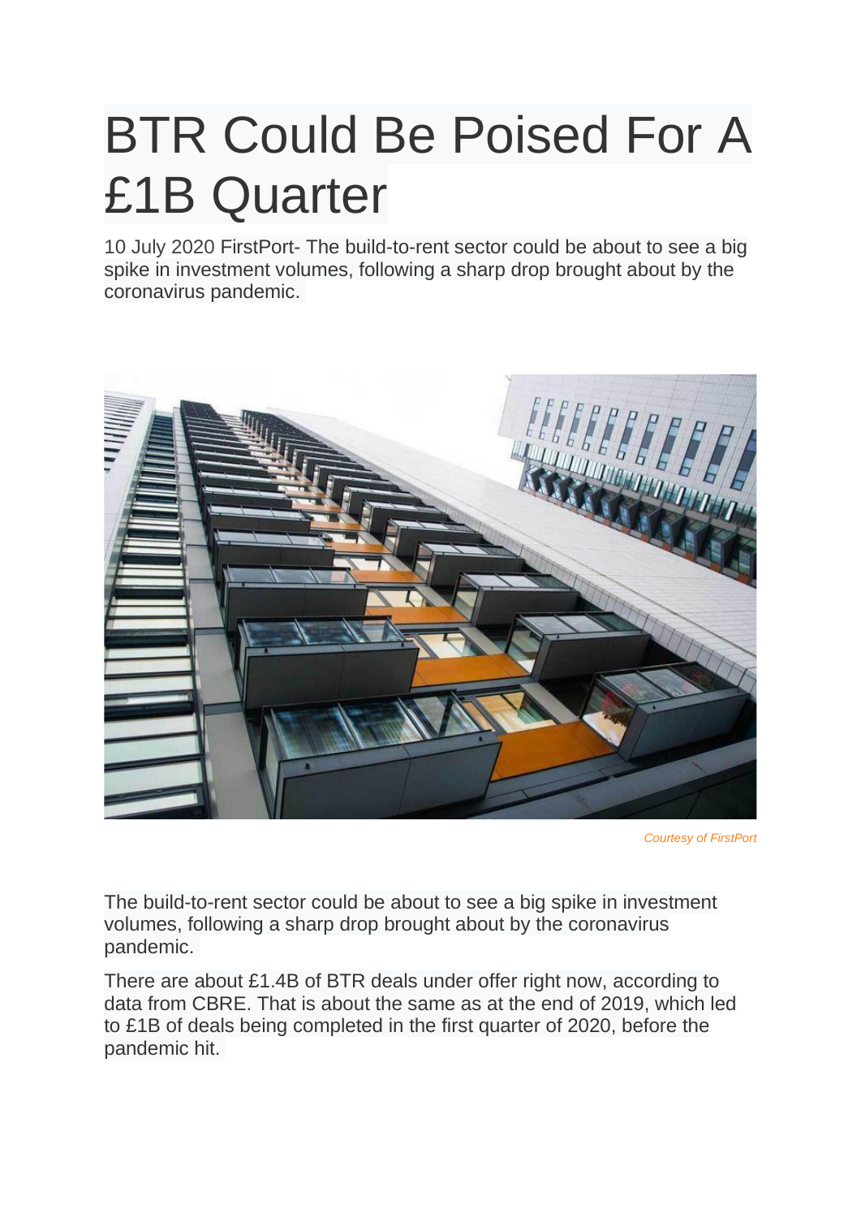# BTR Could Be Poised For A £1B Quarter

10 July 2020 FirstPort- The build-to-rent sector could be about to see a big spike in investment volumes, following a sharp drop brought about by the coronavirus pandemic.

*Courtesy of FirstPort*

The build-to-rent sector could be about to see a big spike in investment volumes, following a sharp drop brought about by the coronavirus pandemic.

There are about £1.4B of BTR deals under offer right now, according to data from CBRE. That is about the same as at the end of 2019, which led to £1B of deals being completed in the first quarter of 2020, before the pandemic hit.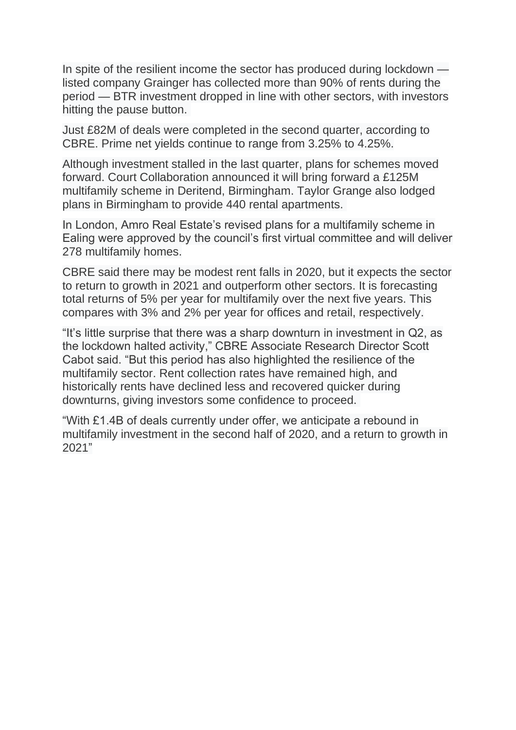In spite of the resilient income the sector has produced during lockdown — listed company Grainger has collected more than 90% of rents during the period — BTR investment dropped in line with other sectors, with investors hitting the pause button.

Just £82M of deals were completed in the second quarter, according to CBRE. Prime net yields continue to range from 3.25% to 4.25%.

Although investment stalled in the last quarter, plans for schemes moved forward. Court Collaboration announced it will bring forward a £125M multifamily scheme in Deritend, Birmingham. Taylor Grange also lodged plans in Birmingham to provide 440 rental apartments.

In London, Amro Real Estate's revised plans for a multifamily scheme in Ealing were approved by the council's first virtual committee and will deliver 278 multifamily homes.

CBRE said there may be modest rent falls in 2020, but it expects the sector to return to growth in 2021 and outperform other sectors. It is forecasting total returns of 5% per year for multifamily over the next five years. This compares with 3% and 2% per year for offices and retail, respectively.

"It's little surprise that there was a sharp downturn in investment in Q2, as the lockdown halted activity," CBRE Associate Research Director Scott Cabot said. "But this period has also highlighted the resilience of the multifamily sector. Rent collection rates have remained high, and historically rents have declined less and recovered quicker during downturns, giving investors some confidence to proceed.

"With £1.4B of deals currently under offer, we anticipate a rebound in multifamily investment in the second half of 2020, and a return to growth in 2021"